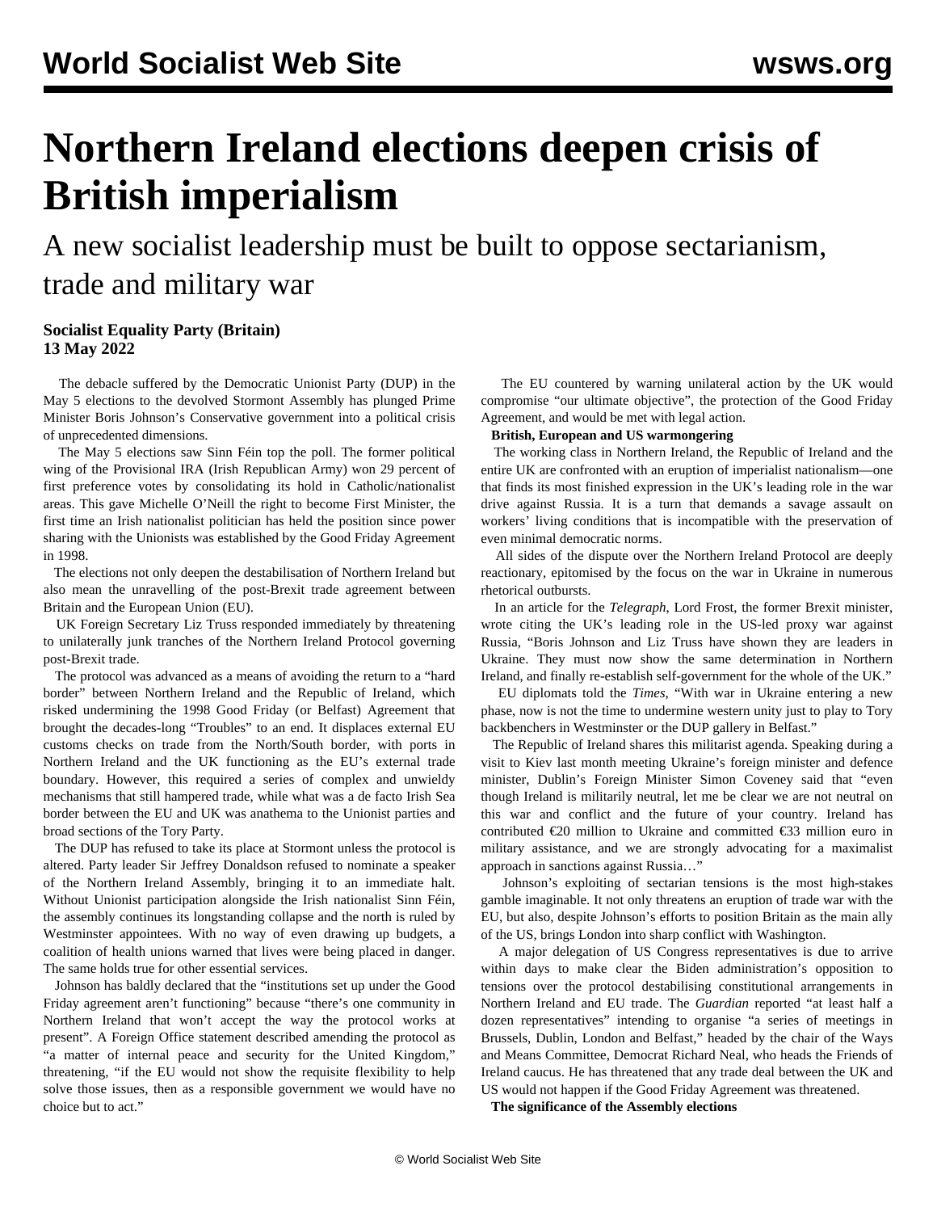# Northern Ireland elections deepen crisis of British imperialism

## A new socialist leadership must be built to oppose sectarianism, trade and military war

**Socialist Equality Party (Britain)**
**13 May 2022**

The debacle suffered by the Democratic Unionist Party (DUP) in the May 5 elections to the devolved Stormont Assembly has plunged Prime Minister Boris Johnson's Conservative government into a political crisis of unprecedented dimensions.

The May 5 elections saw Sinn Féin top the poll. The former political wing of the Provisional IRA (Irish Republican Army) won 29 percent of first preference votes by consolidating its hold in Catholic/nationalist areas. This gave Michelle O'Neill the right to become First Minister, the first time an Irish nationalist politician has held the position since power sharing with the Unionists was established by the Good Friday Agreement in 1998.

The elections not only deepen the destabilisation of Northern Ireland but also mean the unravelling of the post-Brexit trade agreement between Britain and the European Union (EU).

UK Foreign Secretary Liz Truss responded immediately by threatening to unilaterally junk tranches of the Northern Ireland Protocol governing post-Brexit trade.

The protocol was advanced as a means of avoiding the return to a "hard border" between Northern Ireland and the Republic of Ireland, which risked undermining the 1998 Good Friday (or Belfast) Agreement that brought the decades-long "Troubles" to an end. It displaces external EU customs checks on trade from the North/South border, with ports in Northern Ireland and the UK functioning as the EU's external trade boundary. However, this required a series of complex and unwieldy mechanisms that still hampered trade, while what was a de facto Irish Sea border between the EU and UK was anathema to the Unionist parties and broad sections of the Tory Party.

The DUP has refused to take its place at Stormont unless the protocol is altered. Party leader Sir Jeffrey Donaldson refused to nominate a speaker of the Northern Ireland Assembly, bringing it to an immediate halt. Without Unionist participation alongside the Irish nationalist Sinn Féin, the assembly continues its longstanding collapse and the north is ruled by Westminster appointees. With no way of even drawing up budgets, a coalition of health unions warned that lives were being placed in danger. The same holds true for other essential services.

Johnson has baldly declared that the "institutions set up under the Good Friday agreement aren't functioning" because "there's one community in Northern Ireland that won't accept the way the protocol works at present". A Foreign Office statement described amending the protocol as "a matter of internal peace and security for the United Kingdom," threatening, "if the EU would not show the requisite flexibility to help solve those issues, then as a responsible government we would have no choice but to act."

The EU countered by warning unilateral action by the UK would compromise "our ultimate objective", the protection of the Good Friday Agreement, and would be met with legal action.

**British, European and US warmongering**

The working class in Northern Ireland, the Republic of Ireland and the entire UK are confronted with an eruption of imperialist nationalism—one that finds its most finished expression in the UK's leading role in the war drive against Russia. It is a turn that demands a savage assault on workers' living conditions that is incompatible with the preservation of even minimal democratic norms.

All sides of the dispute over the Northern Ireland Protocol are deeply reactionary, epitomised by the focus on the war in Ukraine in numerous rhetorical outbursts.

In an article for the *Telegraph*, Lord Frost, the former Brexit minister, wrote citing the UK's leading role in the US-led proxy war against Russia, "Boris Johnson and Liz Truss have shown they are leaders in Ukraine. They must now show the same determination in Northern Ireland, and finally re-establish self-government for the whole of the UK."

EU diplomats told the *Times*, "With war in Ukraine entering a new phase, now is not the time to undermine western unity just to play to Tory backbenchers in Westminster or the DUP gallery in Belfast."

The Republic of Ireland shares this militarist agenda. Speaking during a visit to Kiev last month meeting Ukraine's foreign minister and defence minister, Dublin's Foreign Minister Simon Coveney said that "even though Ireland is militarily neutral, let me be clear we are not neutral on this war and conflict and the future of your country. Ireland has contributed €20 million to Ukraine and committed €33 million euro in military assistance, and we are strongly advocating for a maximalist approach in sanctions against Russia…"

Johnson's exploiting of sectarian tensions is the most high-stakes gamble imaginable. It not only threatens an eruption of trade war with the EU, but also, despite Johnson's efforts to position Britain as the main ally of the US, brings London into sharp conflict with Washington.

A major delegation of US Congress representatives is due to arrive within days to make clear the Biden administration's opposition to tensions over the protocol destabilising constitutional arrangements in Northern Ireland and EU trade. The *Guardian* reported "at least half a dozen representatives" intending to organise "a series of meetings in Brussels, Dublin, London and Belfast," headed by the chair of the Ways and Means Committee, Democrat Richard Neal, who heads the Friends of Ireland caucus. He has threatened that any trade deal between the UK and US would not happen if the Good Friday Agreement was threatened.

**The significance of the Assembly elections**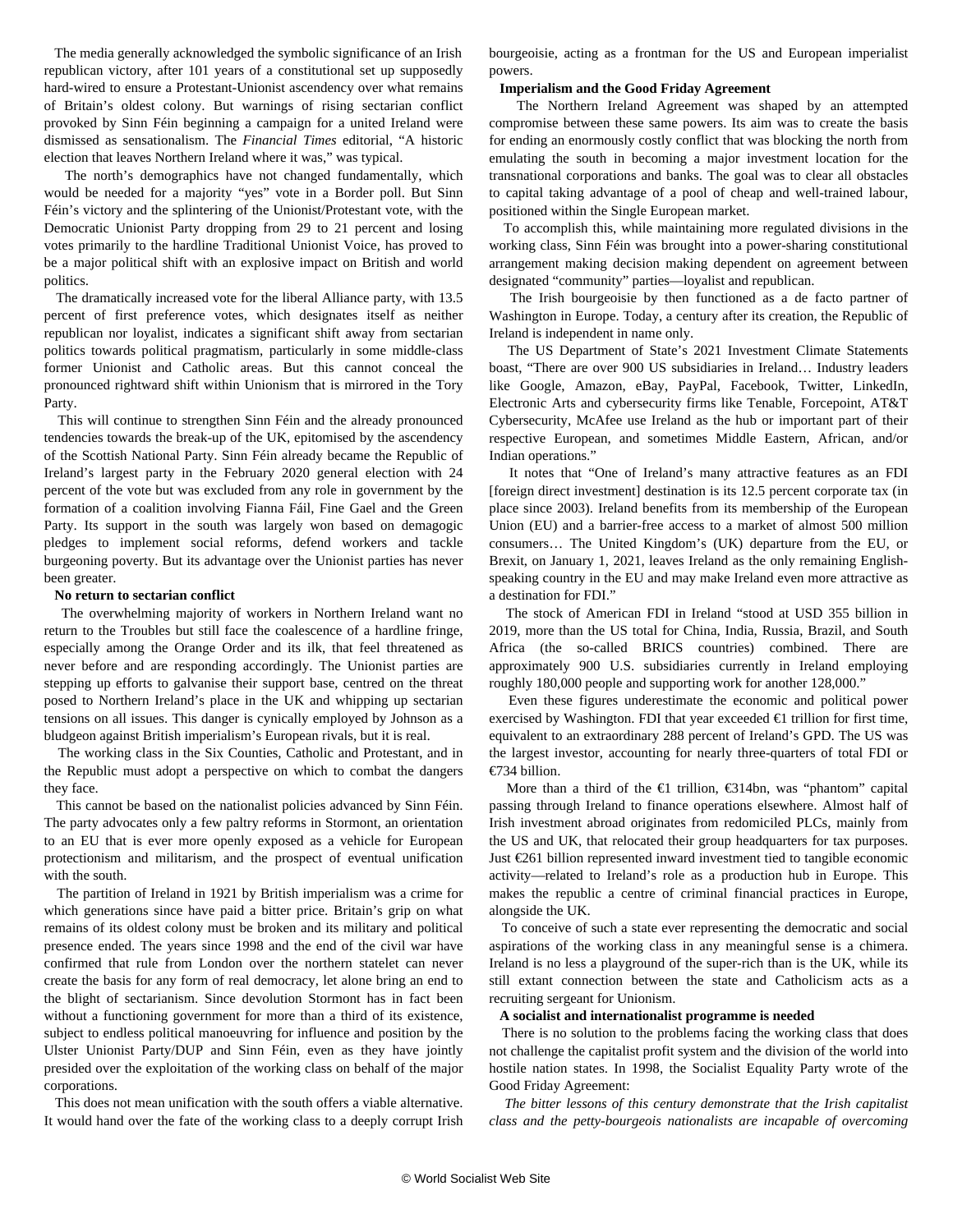The media generally acknowledged the symbolic significance of an Irish republican victory, after 101 years of a constitutional set up supposedly hard-wired to ensure a Protestant-Unionist ascendency over what remains of Britain's oldest colony. But warnings of rising sectarian conflict provoked by Sinn Féin beginning a campaign for a united Ireland were dismissed as sensationalism. The *Financial Times* editorial, "A historic election that leaves Northern Ireland where it was," was typical.

The north's demographics have not changed fundamentally, which would be needed for a majority "yes" vote in a Border poll. But Sinn Féin's victory and the splintering of the Unionist/Protestant vote, with the Democratic Unionist Party dropping from 29 to 21 percent and losing votes primarily to the hardline Traditional Unionist Voice, has proved to be a major political shift with an explosive impact on British and world politics.

The dramatically increased vote for the liberal Alliance party, with 13.5 percent of first preference votes, which designates itself as neither republican nor loyalist, indicates a significant shift away from sectarian politics towards political pragmatism, particularly in some middle-class former Unionist and Catholic areas. But this cannot conceal the pronounced rightward shift within Unionism that is mirrored in the Tory Party.

This will continue to strengthen Sinn Féin and the already pronounced tendencies towards the break-up of the UK, epitomised by the ascendency of the Scottish National Party. Sinn Féin already became the Republic of Ireland's largest party in the February 2020 general election with 24 percent of the vote but was excluded from any role in government by the formation of a coalition involving Fianna Fáil, Fine Gael and the Green Party. Its support in the south was largely won based on demagogic pledges to implement social reforms, defend workers and tackle burgeoning poverty. But its advantage over the Unionist parties has never been greater.

**No return to sectarian conflict**

The overwhelming majority of workers in Northern Ireland want no return to the Troubles but still face the coalescence of a hardline fringe, especially among the Orange Order and its ilk, that feel threatened as never before and are responding accordingly. The Unionist parties are stepping up efforts to galvanise their support base, centred on the threat posed to Northern Ireland's place in the UK and whipping up sectarian tensions on all issues. This danger is cynically employed by Johnson as a bludgeon against British imperialism's European rivals, but it is real.

The working class in the Six Counties, Catholic and Protestant, and in the Republic must adopt a perspective on which to combat the dangers they face.

This cannot be based on the nationalist policies advanced by Sinn Féin. The party advocates only a few paltry reforms in Stormont, an orientation to an EU that is ever more openly exposed as a vehicle for European protectionism and militarism, and the prospect of eventual unification with the south.

The partition of Ireland in 1921 by British imperialism was a crime for which generations since have paid a bitter price. Britain's grip on what remains of its oldest colony must be broken and its military and political presence ended. The years since 1998 and the end of the civil war have confirmed that rule from London over the northern statelet can never create the basis for any form of real democracy, let alone bring an end to the blight of sectarianism. Since devolution Stormont has in fact been without a functioning government for more than a third of its existence, subject to endless political manoeuvring for influence and position by the Ulster Unionist Party/DUP and Sinn Féin, even as they have jointly presided over the exploitation of the working class on behalf of the major corporations.

This does not mean unification with the south offers a viable alternative. It would hand over the fate of the working class to a deeply corrupt Irish bourgeoisie, acting as a frontman for the US and European imperialist powers.

**Imperialism and the Good Friday Agreement**

The Northern Ireland Agreement was shaped by an attempted compromise between these same powers. Its aim was to create the basis for ending an enormously costly conflict that was blocking the north from emulating the south in becoming a major investment location for the transnational corporations and banks. The goal was to clear all obstacles to capital taking advantage of a pool of cheap and well-trained labour, positioned within the Single European market.

To accomplish this, while maintaining more regulated divisions in the working class, Sinn Féin was brought into a power-sharing constitutional arrangement making decision making dependent on agreement between designated "community" parties—loyalist and republican.

The Irish bourgeoisie by then functioned as a de facto partner of Washington in Europe. Today, a century after its creation, the Republic of Ireland is independent in name only.

The US Department of State's 2021 Investment Climate Statements boast, "There are over 900 US subsidiaries in Ireland… Industry leaders like Google, Amazon, eBay, PayPal, Facebook, Twitter, LinkedIn, Electronic Arts and cybersecurity firms like Tenable, Forcepoint, AT&T Cybersecurity, McAfee use Ireland as the hub or important part of their respective European, and sometimes Middle Eastern, African, and/or Indian operations."

It notes that "One of Ireland's many attractive features as an FDI [foreign direct investment] destination is its 12.5 percent corporate tax (in place since 2003). Ireland benefits from its membership of the European Union (EU) and a barrier-free access to a market of almost 500 million consumers… The United Kingdom's (UK) departure from the EU, or Brexit, on January 1, 2021, leaves Ireland as the only remaining English-speaking country in the EU and may make Ireland even more attractive as a destination for FDI."

The stock of American FDI in Ireland "stood at USD 355 billion in 2019, more than the US total for China, India, Russia, Brazil, and South Africa (the so-called BRICS countries) combined. There are approximately 900 U.S. subsidiaries currently in Ireland employing roughly 180,000 people and supporting work for another 128,000."

Even these figures underestimate the economic and political power exercised by Washington. FDI that year exceeded €1 trillion for first time, equivalent to an extraordinary 288 percent of Ireland's GPD. The US was the largest investor, accounting for nearly three-quarters of total FDI or €734 billion.

More than a third of the €1 trillion, €314bn, was "phantom" capital passing through Ireland to finance operations elsewhere. Almost half of Irish investment abroad originates from redomiciled PLCs, mainly from the US and UK, that relocated their group headquarters for tax purposes. Just €261 billion represented inward investment tied to tangible economic activity—related to Ireland's role as a production hub in Europe. This makes the republic a centre of criminal financial practices in Europe, alongside the UK.

To conceive of such a state ever representing the democratic and social aspirations of the working class in any meaningful sense is a chimera. Ireland is no less a playground of the super-rich than is the UK, while its still extant connection between the state and Catholicism acts as a recruiting sergeant for Unionism.

**A socialist and internationalist programme is needed**

There is no solution to the problems facing the working class that does not challenge the capitalist profit system and the division of the world into hostile nation states. In 1998, the Socialist Equality Party wrote of the Good Friday Agreement:

*The bitter lessons of this century demonstrate that the Irish capitalist class and the petty-bourgeois nationalists are incapable of overcoming*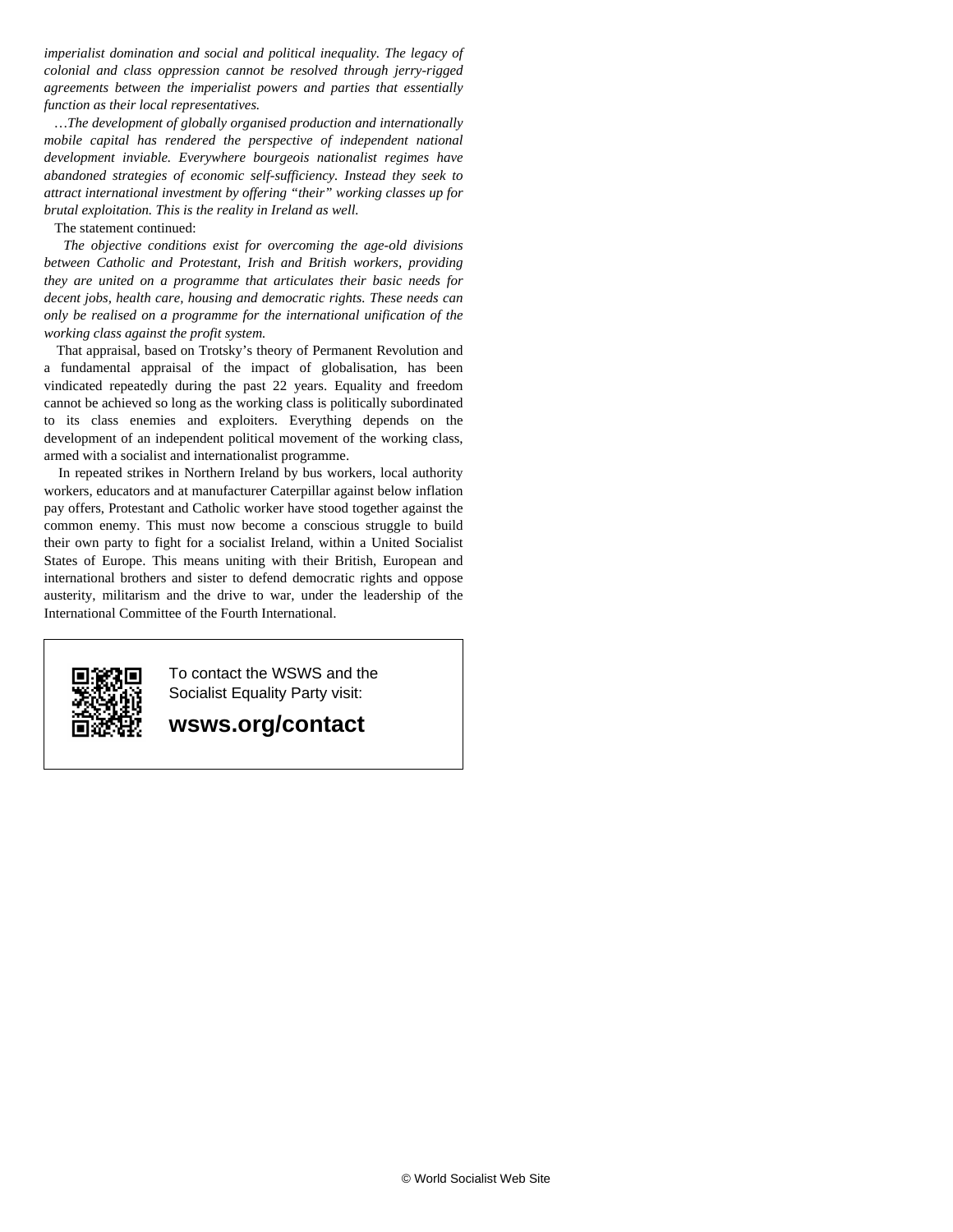*imperialist domination and social and political inequality. The legacy of colonial and class oppression cannot be resolved through jerry-rigged agreements between the imperialist powers and parties that essentially function as their local representatives.*

*…The development of globally organised production and internationally mobile capital has rendered the perspective of independent national development inviable. Everywhere bourgeois nationalist regimes have abandoned strategies of economic self-sufficiency. Instead they seek to attract international investment by offering "their" working classes up for brutal exploitation. This is the reality in Ireland as well.*

The statement continued:

*The objective conditions exist for overcoming the age-old divisions between Catholic and Protestant, Irish and British workers, providing they are united on a programme that articulates their basic needs for decent jobs, health care, housing and democratic rights. These needs can only be realised on a programme for the international unification of the working class against the profit system.*

That appraisal, based on Trotsky's theory of Permanent Revolution and a fundamental appraisal of the impact of globalisation, has been vindicated repeatedly during the past 22 years. Equality and freedom cannot be achieved so long as the working class is politically subordinated to its class enemies and exploiters. Everything depends on the development of an independent political movement of the working class, armed with a socialist and internationalist programme.

In repeated strikes in Northern Ireland by bus workers, local authority workers, educators and at manufacturer Caterpillar against below inflation pay offers, Protestant and Catholic worker have stood together against the common enemy. This must now become a conscious struggle to build their own party to fight for a socialist Ireland, within a United Socialist States of Europe. This means uniting with their British, European and international brothers and sister to defend democratic rights and oppose austerity, militarism and the drive to war, under the leadership of the International Committee of the Fourth International.

To contact the WSWS and the Socialist Equality Party visit:

**wsws.org/contact**